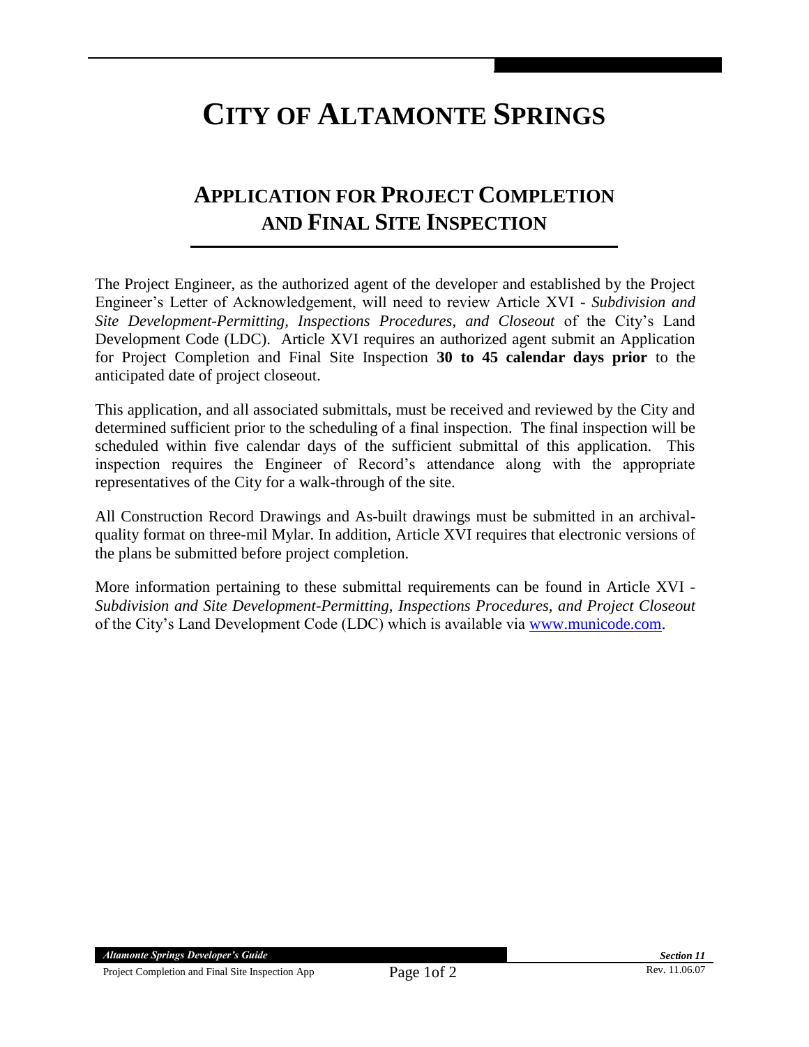# CITY OF ALTAMONTE SPRINGS

## APPLICATION FOR PROJECT COMPLETION AND FINAL SITE INSPECTION

The Project Engineer, as the authorized agent of the developer and established by the Project Engineer's Letter of Acknowledgement, will need to review Article XVI - *Subdivision and Site Development-Permitting, Inspections Procedures, and Closeout* of the City's Land Development Code (LDC). Article XVI requires an authorized agent submit an Application for Project Completion and Final Site Inspection **30 to 45 calendar days prior** to the anticipated date of project closeout.

This application, and all associated submittals, must be received and reviewed by the City and determined sufficient prior to the scheduling of a final inspection. The final inspection will be scheduled within five calendar days of the sufficient submittal of this application. This inspection requires the Engineer of Record's attendance along with the appropriate representatives of the City for a walk-through of the site.

All Construction Record Drawings and As-built drawings must be submitted in an archival-quality format on three-mil Mylar. In addition, Article XVI requires that electronic versions of the plans be submitted before project completion.

More information pertaining to these submittal requirements can be found in Article XVI - *Subdivision and Site Development-Permitting, Inspections Procedures, and Project Closeout* of the City's Land Development Code (LDC) which is available via [www.municode.com](http://www.municode.com).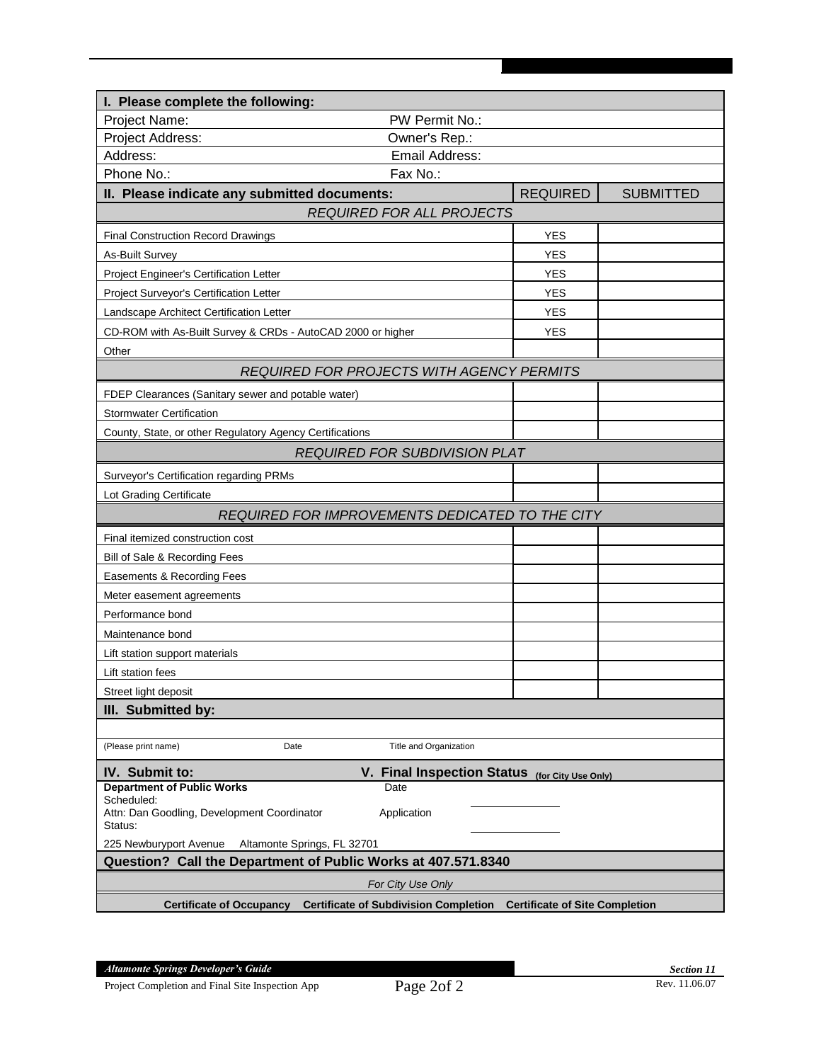## I. Please complete the following:

| | |
|---|---|
| Project Name: | PW Permit No.: |
| Project Address: | Owner's Rep.: |
| Address: | Email Address: |
| Phone No.: | Fax No.: |

## II. Please indicate any submitted documents:

| | REQUIRED | SUBMITTED |
|---|---|---|
| *REQUIRED FOR ALL PROJECTS* | | |
| Final Construction Record Drawings | YES | |
| As-Built Survey | YES | |
| Project Engineer's Certification Letter | YES | |
| Project Surveyor's Certification Letter | YES | |
| Landscape Architect Certification Letter | YES | |
| CD-ROM with As-Built Survey & CRDs - AutoCAD 2000 or higher | YES | |
| Other | | |
| *REQUIRED FOR PROJECTS WITH AGENCY PERMITS* | | |
| FDEP Clearances (Sanitary sewer and potable water) | | |
| Stormwater Certification | | |
| County, State, or other Regulatory Agency Certifications | | |
| *REQUIRED FOR SUBDIVISION PLAT* | | |
| Surveyor's Certification regarding PRMs | | |
| Lot Grading Certificate | | |
| *REQUIRED FOR IMPROVEMENTS DEDICATED TO THE CITY* | | |
| Final itemized construction cost | | |
| Bill of Sale & Recording Fees | | |
| Easements & Recording Fees | | |
| Meter easement agreements | | |
| Performance bond | | |
| Maintenance bond | | |
| Lift station support materials | | |
| Lift station fees | | |
| Street light deposit | | |

## III. Submitted by:

(Please print name) Date Title and Organization

## IV. Submit to:

**Department of Public Works**
Attn: Dan Goodling, Development Coordinator
225 Newburyport Avenue Altamonte Springs, FL 32701

## V. Final Inspection Status (for City Use Only)

Date Scheduled: ____________

Application Status: ____________

**Question? Call the Department of Public Works at 407.571.8340**

*For City Use Only*

**Certificate of Occupancy** **Certificate of Subdivision Completion** **Certificate of Site Completion**